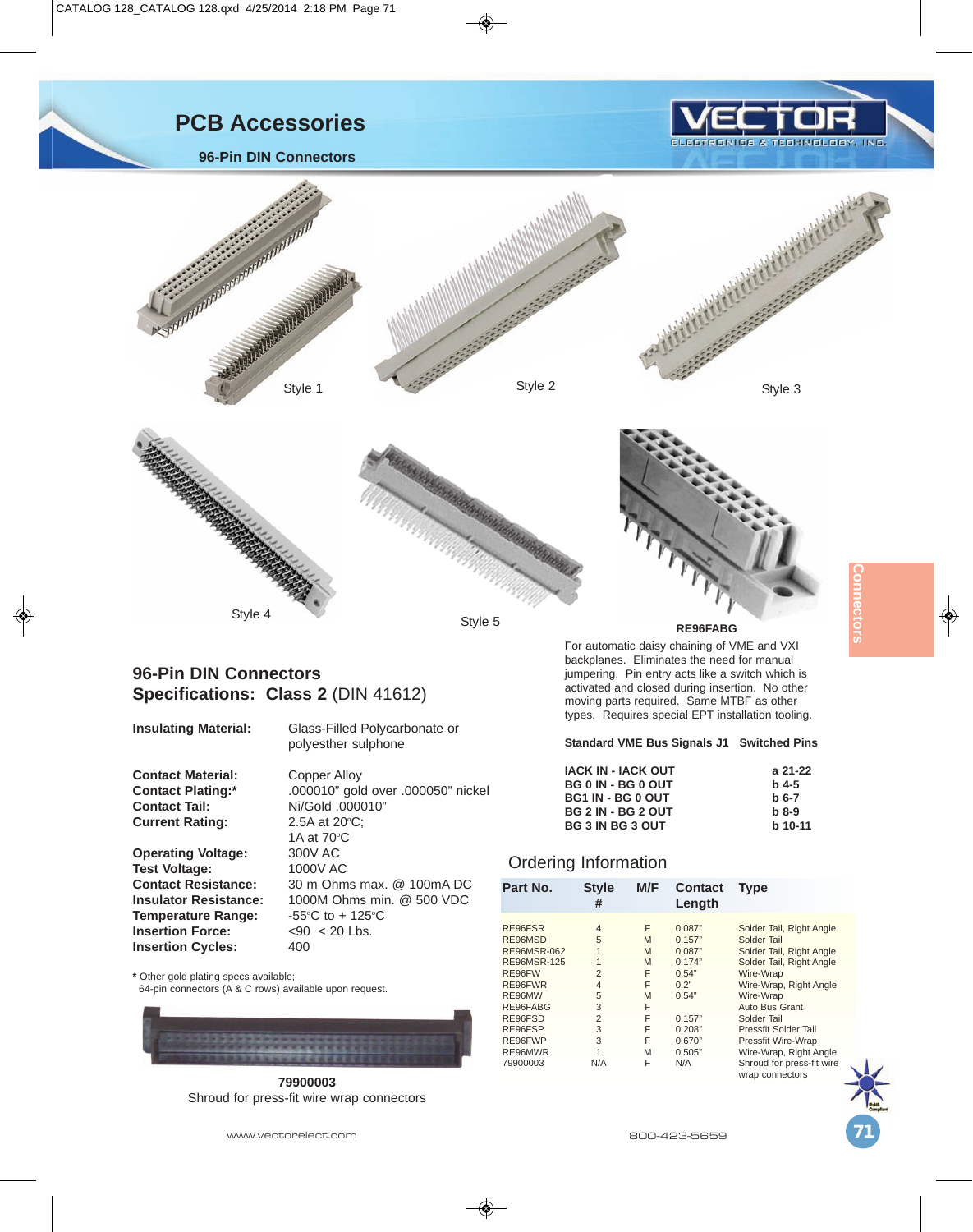# PCB Accessories

## 96-Pin DIN Connectors

Style 1

Style 2

Style 3

Style 4

Style 5

**RE96FABG**

For automatic daisy chaining of VME and VXI backplanes. Eliminates the need for manual jumpering. Pin entry acts like a switch which is activated and closed during insertion. No other moving parts required. Same MTBF as other types. Requires special EPT installation tooling.

| Standard VME Bus Signals J1 | Switched Pins |
|---|---|
| IACK IN - IACK OUT | a 21-22 |
| BG 0 IN - BG 0 OUT | b 4-5 |
| BG1 IN - BG 0 OUT | b 6-7 |
| BG 2 IN - BG 2 OUT | b 8-9 |
| BG 3 IN BG 3 OUT | b 10-11 |

## 96-Pin DIN Connectors
## Specifications: Class 2 (DIN 41612)

| | |
|---|---|
| **Insulating Material:** | Glass-Filled Polycarbonate or polyesther sulphone |
| **Contact Material:** | Copper Alloy |
| **Contact Plating:*** | .000010" gold over .000050" nickel |
| **Contact Tail:** | Ni/Gold .000010" |
| **Current Rating:** | 2.5A at 20°C; 1A at 70°C |
| **Operating Voltage:** | 300V AC |
| **Test Voltage:** | 1000V AC |
| **Contact Resistance:** | 30 m Ohms max. @ 100mA DC |
| **Insulator Resistance:** | 1000M Ohms min. @ 500 VDC |
| **Temperature Range:** | -55°C to + 125°C |
| **Insertion Force:** | <90 < 20 Lbs. |
| **Insertion Cycles:** | 400 |

\* Other gold plating specs available;
64-pin connectors (A & C rows) available upon request.

**79900003**
Shroud for press-fit wire wrap connectors

## Ordering Information

| Part No. | Style # | M/F | Contact Length | Type |
|---|---|---|---|---|
| RE96FSR | 4 | F | 0.087" | Solder Tail, Right Angle |
| RE96MSD | 5 | M | 0.157" | Solder Tail |
| RE96MSR-062 | 1 | M | 0.087" | Solder Tail, Right Angle |
| RE96MSR-125 | 1 | M | 0.174" | Solder Tail, Right Angle |
| RE96FW | 2 | F | 0.54" | Wire-Wrap |
| RE96FWR | 4 | F | 0.2" | Wire-Wrap, Right Angle |
| RE96MW | 5 | M | 0.54" | Wire-Wrap |
| RE96FABG | 3 | F | | Auto Bus Grant |
| RE96FSD | 2 | F | 0.157" | Solder Tail |
| RE96FSP | 3 | F | 0.208" | Pressfit Solder Tail |
| RE96FWP | 3 | F | 0.670" | Pressfit Wire-Wrap |
| RE96MWR | 1 | M | 0.505" | Wire-Wrap, Right Angle |
| 79900003 | N/A | F | N/A | Shroud for press-fit wire wrap connectors |

www.vectorelect.com 800-423-5659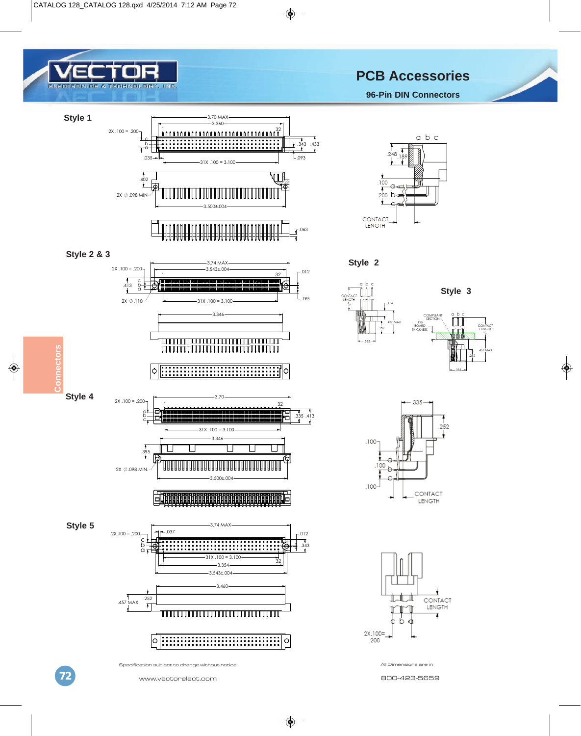# PCB Accessories

## 96-Pin DIN Connectors

### Style 1

3.70 MAX
3.360
2X .100 = .200
1
32
c
b
a
.343
.433
.035
31X .100 = 3.100
.093
.402
2X ∅.098 MIN
3.500±.004
.063

a b c
.248
.189
.100
a
.200
b
c
CONTACT LENGTH

### Style 2 & 3

3.74 MAX
3.543±.004
2X .100 = .200
1
32
.012
c
.413
b
a
2X ∅.110
31X .100 = 3.100
.195
3.346

### Style 2

a b c
CONTACT LENGTH
.114
.457 MAX
.252
.335

### Style 3

COMPLIANT SECTION
a b c
.125 BOARD THICKNESS
CONTACT LENGTH
.457 MAX
.252
.335

### Style 4

3.70
2X .100 = .200
1
32
a
b
c
.335
.413
31X .100 = 3.100
3.346
.395
2X ∅.098 MIN.
3.500±.004

.335
.252
.100
a
.100
b
c
.100
CONTACT LENGTH

### Style 5

3.74 MAX
2X.100 = .200
.037
.012
c
b
a
.343
31X .100 = 3.100
32
3.354
3.543±.004
3.460
.252
.457 MAX

CONTACT LENGTH
c b a
2X.100= .200

Specification subject to change without notice

All Dimensions are in

www.vectorelect.com

800-423-5659